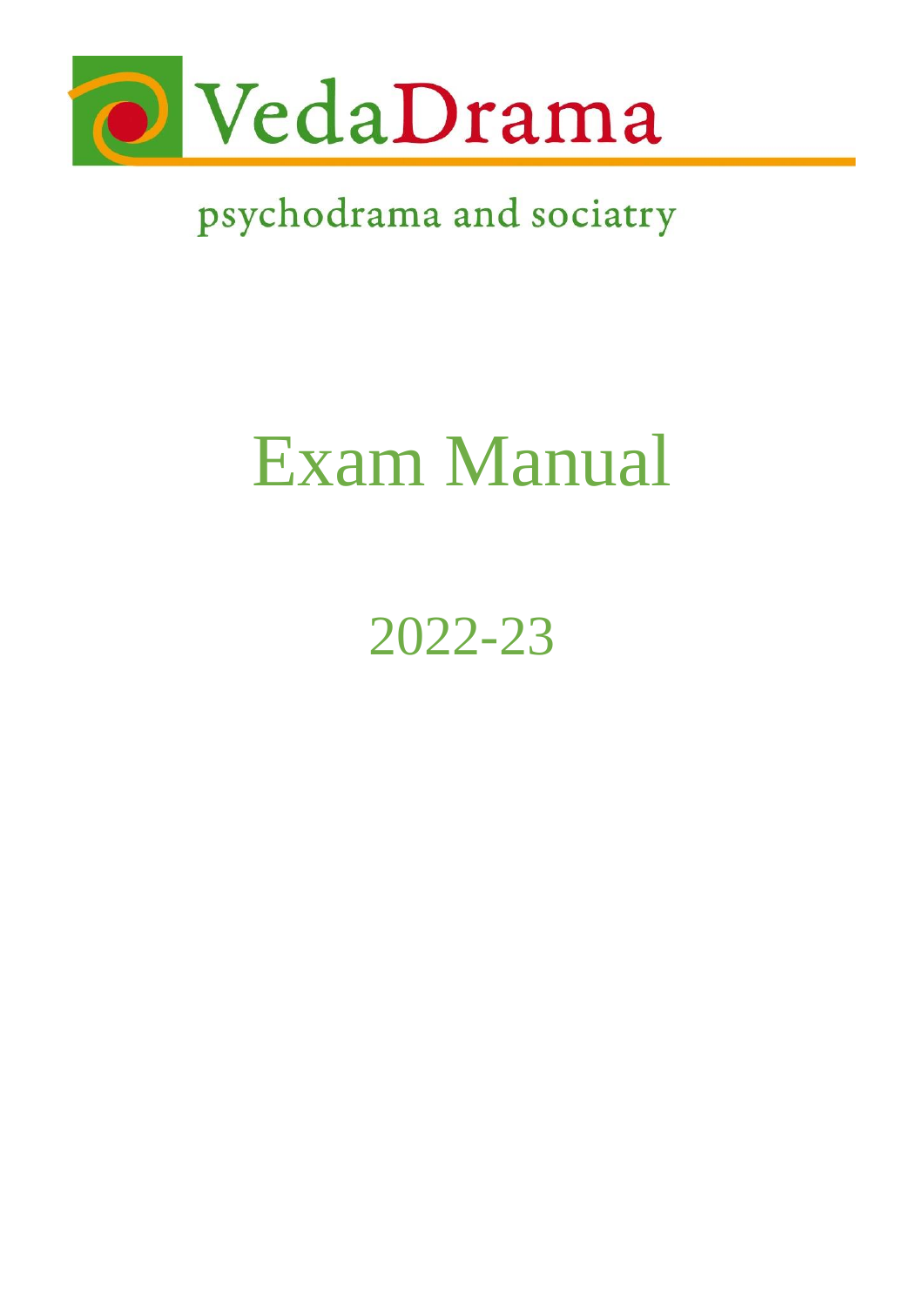VedaDrama

psychodrama and sociatry

# Exam Manual

## 2022-23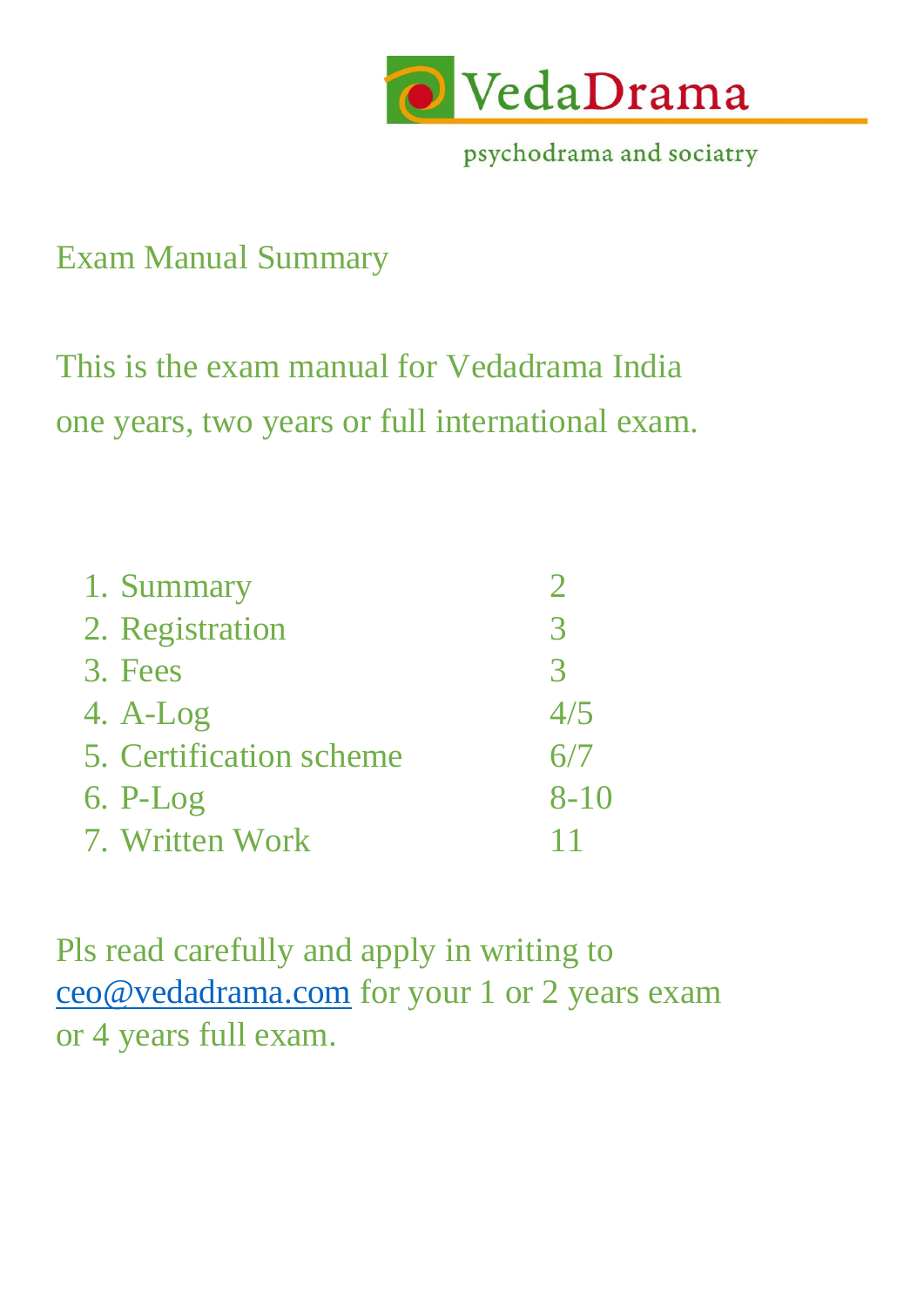VedaDrama

psychodrama and sociatry

# Exam Manual Summary

This is the exam manual for Vedadrama India one years, two years or full international exam.

| | |
|---|---|
| 1. Summary | 2 |
| 2. Registration | 3 |
| 3. Fees | 3 |
| 4. A-Log | 4/5 |
| 5. Certification scheme | 6/7 |
| 6. P-Log | 8-10 |
| 7. Written Work | 11 |

Pls read carefully and apply in writing to ceo@vedadrama.com for your 1 or 2 years exam or 4 years full exam.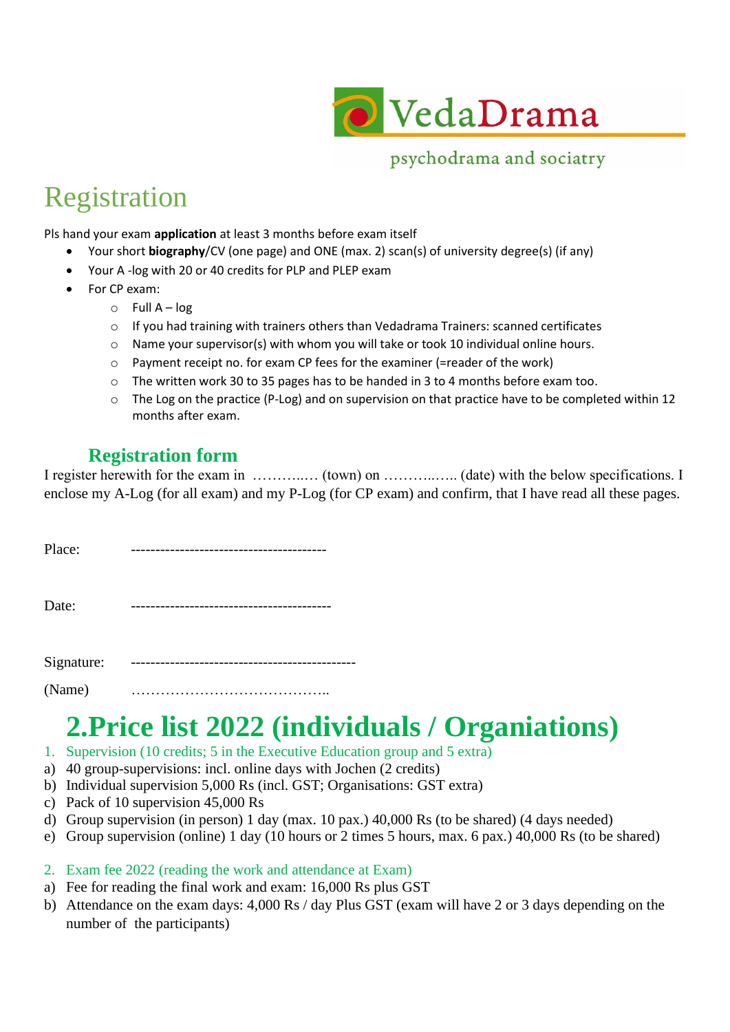# Registration

Pls hand your exam **application** at least 3 months before exam itself

- Your short **biography**/CV (one page) and ONE (max. 2) scan(s) of university degree(s) (if any)
- Your A -log with 20 or 40 credits for PLP and PLEP exam
- For CP exam:
  - Full A – log
  - If you had training with trainers others than Vedadrama Trainers: scanned certificates
  - Name your supervisor(s) with whom you will take or took 10 individual online hours.
  - Payment receipt no. for exam CP fees for the examiner (=reader of the work)
  - The written work 30 to 35 pages has to be handed in 3 to 4 months before exam too.
  - The Log on the practice (P-Log) and on supervision on that practice have to be completed within 12 months after exam.

## Registration form

I register herewith for the exam in ………..… (town) on ………..….. (date) with the below specifications. I enclose my A-Log (for all exam) and my P-Log (for CP exam) and confirm, that I have read all these pages.

Place: ----------------------------------------

Date: -----------------------------------------

Signature: ---------------------------------------------

(Name) …………………………………..

# 2.Price list 2022 (individuals / Organiations)

1. Supervision (10 credits; 5 in the Executive Education group and 5 extra)

a) 40 group-supervisions: incl. online days with Jochen (2 credits)
b) Individual supervision 5,000 Rs (incl. GST; Organisations: GST extra)
c) Pack of 10 supervision 45,000 Rs
d) Group supervision (in person) 1 day (max. 10 pax.) 40,000 Rs (to be shared) (4 days needed)
e) Group supervision (online) 1 day (10 hours or 2 times 5 hours, max. 6 pax.) 40,000 Rs (to be shared)

2. Exam fee 2022 (reading the work and attendance at Exam)

a) Fee for reading the final work and exam: 16,000 Rs plus GST
b) Attendance on the exam days: 4,000 Rs / day Plus GST (exam will have 2 or 3 days depending on the number of the participants)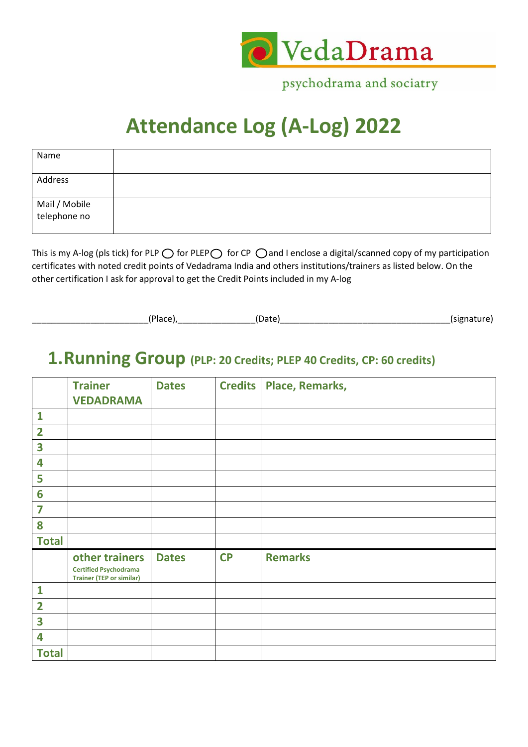VedaDrama

psychodrama and sociatry

# Attendance Log (A-Log) 2022

| Name | |
|---|---|
| Address | |
| Mail / Mobile telephone no | |

This is my A-log (pls tick) for PLP ◯ for PLEP◯ for CP ◯and I enclose a digital/scanned copy of my participation certificates with noted credit points of Vedadrama India and others institutions/trainers as listed below. On the other certification I ask for approval to get the Credit Points included in my A-log

________________________(Place),________________(Date)___________________________________(signature)

## 1.Running Group (PLP: 20 Credits; PLEP 40 Credits, CP: 60 credits)

| | Trainer VEDADRAMA | Dates | Credits | Place, Remarks, |
|---|---|---|---|---|
| 1 | | | | |
| 2 | | | | |
| 3 | | | | |
| 4 | | | | |
| 5 | | | | |
| 6 | | | | |
| 7 | | | | |
| 8 | | | | |
| Total | | | | |
| | other trainers Certified Psychodrama Trainer (TEP or similar) | Dates | CP | Remarks |
| 1 | | | | |
| 2 | | | | |
| 3 | | | | |
| 4 | | | | |
| Total | | | | |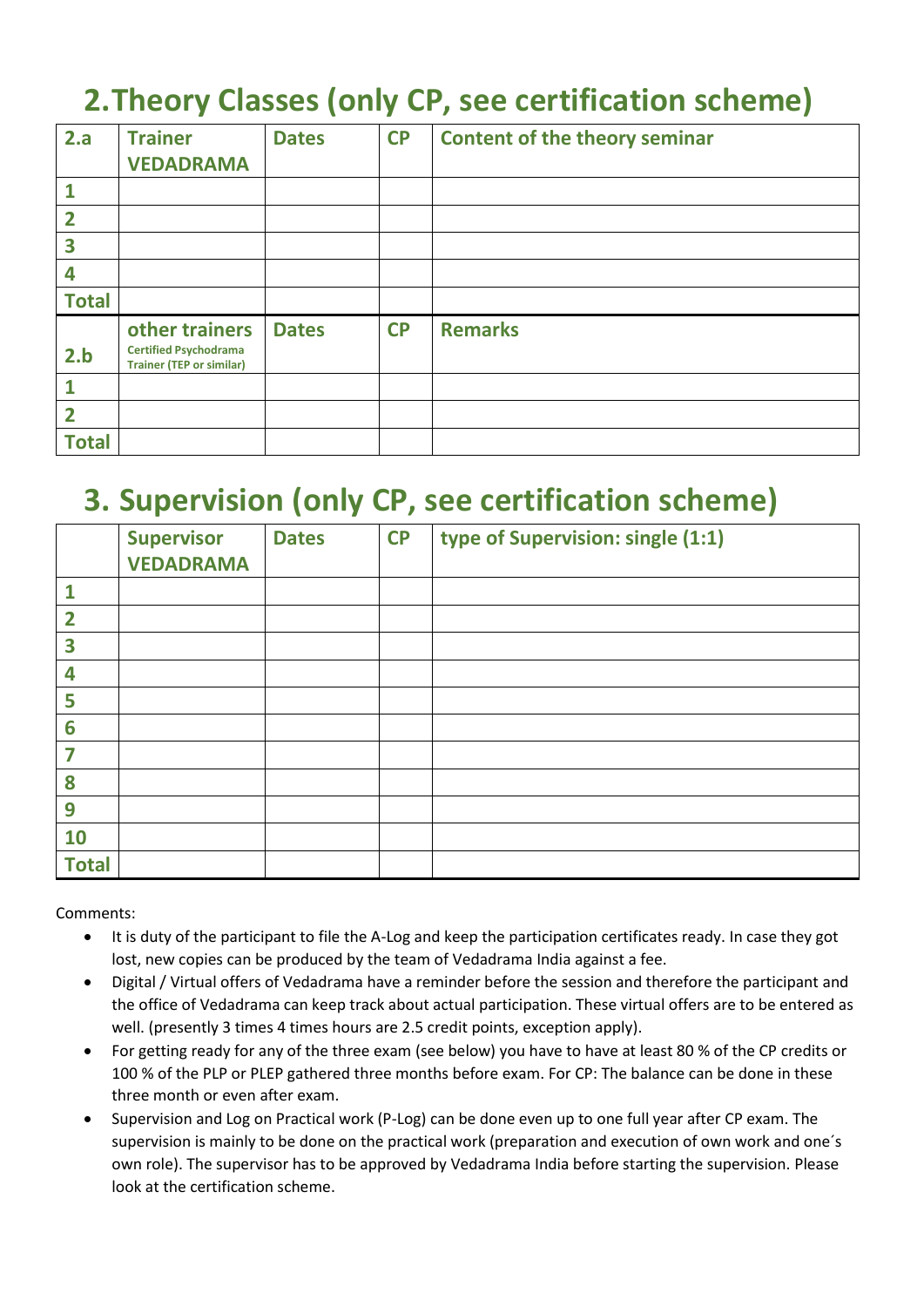# 2. Theory Classes (only CP, see certification scheme)

| 2.a | Trainer VEDADRAMA | Dates | CP | Content of the theory seminar |
|---|---|---|---|---|
| 1 | | | | |
| 2 | | | | |
| 3 | | | | |
| 4 | | | | |
| Total | | | | |
| 2.b | other trainers Certified Psychodrama Trainer (TEP or similar) | Dates | CP | Remarks |
| 1 | | | | |
| 2 | | | | |
| Total | | | | |

# 3. Supervision (only CP, see certification scheme)

| | Supervisor VEDADRAMA | Dates | CP | type of Supervision: single (1:1) |
|---|---|---|---|---|
| 1 | | | | |
| 2 | | | | |
| 3 | | | | |
| 4 | | | | |
| 5 | | | | |
| 6 | | | | |
| 7 | | | | |
| 8 | | | | |
| 9 | | | | |
| 10 | | | | |
| Total | | | | |

Comments:

- It is duty of the participant to file the A-Log and keep the participation certificates ready. In case they got lost, new copies can be produced by the team of Vedadrama India against a fee.
- Digital / Virtual offers of Vedadrama have a reminder before the session and therefore the participant and the office of Vedadrama can keep track about actual participation. These virtual offers are to be entered as well. (presently 3 times 4 times hours are 2.5 credit points, exception apply).
- For getting ready for any of the three exam (see below) you have to have at least 80 % of the CP credits or 100 % of the PLP or PLEP gathered three months before exam. For CP: The balance can be done in these three month or even after exam.
- Supervision and Log on Practical work (P-Log) can be done even up to one full year after CP exam. The supervision is mainly to be done on the practical work (preparation and execution of own work and one´s own role). The supervisor has to be approved by Vedadrama India before starting the supervision. Please look at the certification scheme.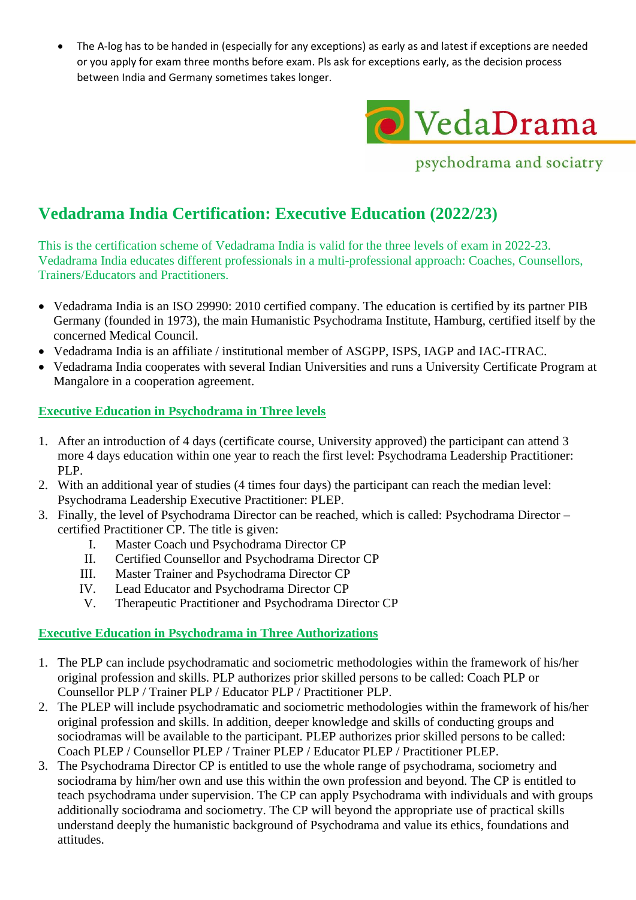- The A-log has to be handed in (especially for any exceptions) as early as and latest if exceptions are needed or you apply for exam three months before exam. Pls ask for exceptions early, as the decision process between India and Germany sometimes takes longer.

VedaDrama
psychodrama and sociatry

# Vedadrama India Certification: Executive Education (2022/23)

This is the certification scheme of Vedadrama India is valid for the three levels of exam in 2022-23. Vedadrama India educates different professionals in a multi-professional approach: Coaches, Counsellors, Trainers/Educators and Practitioners.

- Vedadrama India is an ISO 29990: 2010 certified company. The education is certified by its partner PIB Germany (founded in 1973), the main Humanistic Psychodrama Institute, Hamburg, certified itself by the concerned Medical Council.
- Vedadrama India is an affiliate / institutional member of ASGPP, ISPS, IAGP and IAC-ITRAC.
- Vedadrama India cooperates with several Indian Universities and runs a University Certificate Program at Mangalore in a cooperation agreement.

## Executive Education in Psychodrama in Three levels

1. After an introduction of 4 days (certificate course, University approved) the participant can attend 3 more 4 days education within one year to reach the first level: Psychodrama Leadership Practitioner: PLP.
2. With an additional year of studies (4 times four days) the participant can reach the median level: Psychodrama Leadership Executive Practitioner: PLEP.
3. Finally, the level of Psychodrama Director can be reached, which is called: Psychodrama Director – certified Practitioner CP. The title is given:
   I. Master Coach und Psychodrama Director CP
   II. Certified Counsellor and Psychodrama Director CP
   III. Master Trainer and Psychodrama Director CP
   IV. Lead Educator and Psychodrama Director CP
   V. Therapeutic Practitioner and Psychodrama Director CP

## Executive Education in Psychodrama in Three Authorizations

1. The PLP can include psychodramatic and sociometric methodologies within the framework of his/her original profession and skills. PLP authorizes prior skilled persons to be called: Coach PLP or Counsellor PLP / Trainer PLP / Educator PLP / Practitioner PLP.
2. The PLEP will include psychodramatic and sociometric methodologies within the framework of his/her original profession and skills. In addition, deeper knowledge and skills of conducting groups and sociodramas will be available to the participant. PLEP authorizes prior skilled persons to be called: Coach PLEP / Counsellor PLEP / Trainer PLEP / Educator PLEP / Practitioner PLEP.
3. The Psychodrama Director CP is entitled to use the whole range of psychodrama, sociometry and sociodrama by him/her own and use this within the own profession and beyond. The CP is entitled to teach psychodrama under supervision. The CP can apply Psychodrama with individuals and with groups additionally sociodrama and sociometry. The CP will beyond the appropriate use of practical skills understand deeply the humanistic background of Psychodrama and value its ethics, foundations and attitudes.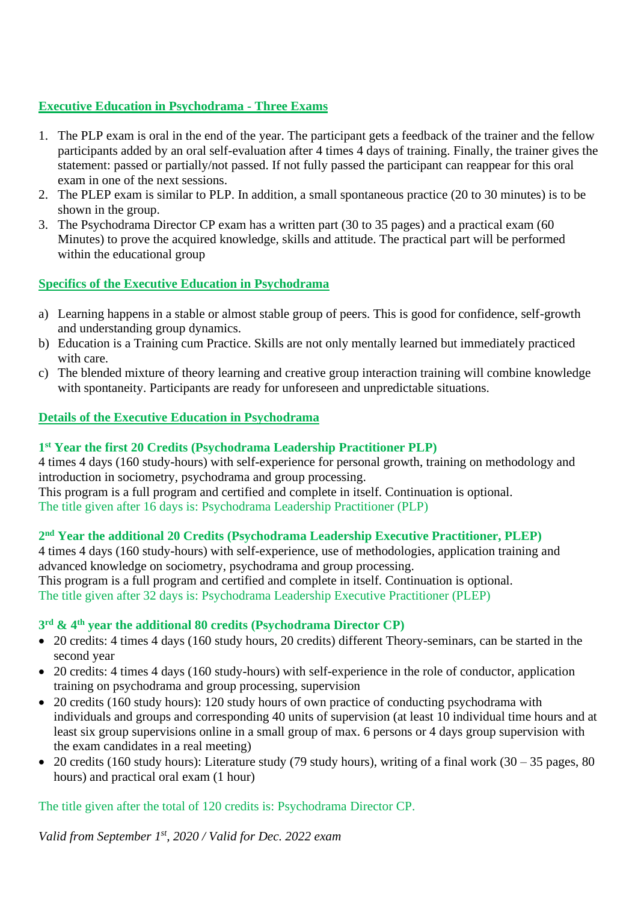## Executive Education in Psychodrama - Three Exams

1. The PLP exam is oral in the end of the year. The participant gets a feedback of the trainer and the fellow participants added by an oral self-evaluation after 4 times 4 days of training. Finally, the trainer gives the statement: passed or partially/not passed. If not fully passed the participant can reappear for this oral exam in one of the next sessions.
2. The PLEP exam is similar to PLP. In addition, a small spontaneous practice (20 to 30 minutes) is to be shown in the group.
3. The Psychodrama Director CP exam has a written part (30 to 35 pages) and a practical exam (60 Minutes) to prove the acquired knowledge, skills and attitude. The practical part will be performed within the educational group

## Specifics of the Executive Education in Psychodrama

a) Learning happens in a stable or almost stable group of peers. This is good for confidence, self-growth and understanding group dynamics.
b) Education is a Training cum Practice. Skills are not only mentally learned but immediately practiced with care.
c) The blended mixture of theory learning and creative group interaction training will combine knowledge with spontaneity. Participants are ready for unforeseen and unpredictable situations.

## Details of the Executive Education in Psychodrama

### 1st Year the first 20 Credits (Psychodrama Leadership Practitioner PLP)

4 times 4 days (160 study-hours) with self-experience for personal growth, training on methodology and introduction in sociometry, psychodrama and group processing.
This program is a full program and certified and complete in itself. Continuation is optional.
The title given after 16 days is: Psychodrama Leadership Practitioner (PLP)

### 2nd Year the additional 20 Credits (Psychodrama Leadership Executive Practitioner, PLEP)

4 times 4 days (160 study-hours) with self-experience, use of methodologies, application training and advanced knowledge on sociometry, psychodrama and group processing.
This program is a full program and certified and complete in itself. Continuation is optional.
The title given after 32 days is: Psychodrama Leadership Executive Practitioner (PLEP)

### 3rd & 4th year the additional 80 credits (Psychodrama Director CP)

- 20 credits: 4 times 4 days (160 study hours, 20 credits) different Theory-seminars, can be started in the second year
- 20 credits: 4 times 4 days (160 study-hours) with self-experience in the role of conductor, application training on psychodrama and group processing, supervision
- 20 credits (160 study hours): 120 study hours of own practice of conducting psychodrama with individuals and groups and corresponding 40 units of supervision (at least 10 individual time hours and at least six group supervisions online in a small group of max. 6 persons or 4 days group supervision with the exam candidates in a real meeting)
- 20 credits (160 study hours): Literature study (79 study hours), writing of a final work (30 – 35 pages, 80 hours) and practical oral exam (1 hour)

The title given after the total of 120 credits is: Psychodrama Director CP.

*Valid from September 1st, 2020 / Valid for Dec. 2022 exam*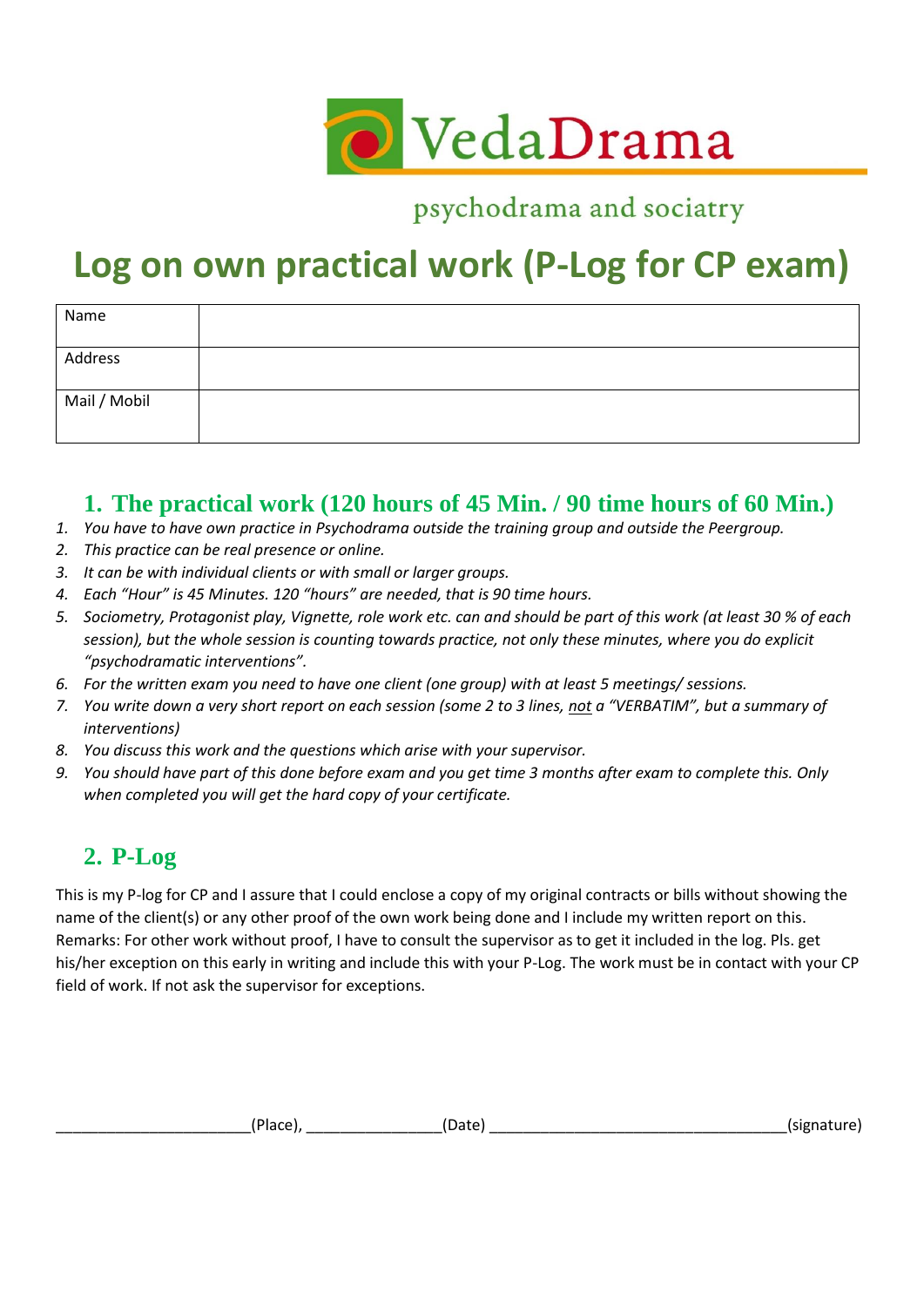VedaDrama

psychodrama and sociatry

# Log on own practical work (P-Log for CP exam)

| Name | |
|---|---|
| Address | |
| Mail / Mobil | |

## 1. The practical work (120 hours of 45 Min. / 90 time hours of 60 Min.)

1. *You have to have own practice in Psychodrama outside the training group and outside the Peergroup.*
2. *This practice can be real presence or online.*
3. *It can be with individual clients or with small or larger groups.*
4. *Each "Hour" is 45 Minutes. 120 "hours" are needed, that is 90 time hours.*
5. *Sociometry, Protagonist play, Vignette, role work etc. can and should be part of this work (at least 30 % of each session), but the whole session is counting towards practice, not only these minutes, where you do explicit "psychodramatic interventions".*
6. *For the written exam you need to have one client (one group) with at least 5 meetings/ sessions.*
7. *You write down a very short report on each session (some 2 to 3 lines, not a "VERBATIM", but a summary of interventions)*
8. *You discuss this work and the questions which arise with your supervisor.*
9. *You should have part of this done before exam and you get time 3 months after exam to complete this. Only when completed you will get the hard copy of your certificate.*

## 2. P-Log

This is my P-log for CP and I assure that I could enclose a copy of my original contracts or bills without showing the name of the client(s) or any other proof of the own work being done and I include my written report on this. Remarks: For other work without proof, I have to consult the supervisor as to get it included in the log. Pls. get his/her exception on this early in writing and include this with your P-Log. The work must be in contact with your CP field of work. If not ask the supervisor for exceptions.

______________________(Place), _______________(Date) _________________________________(signature)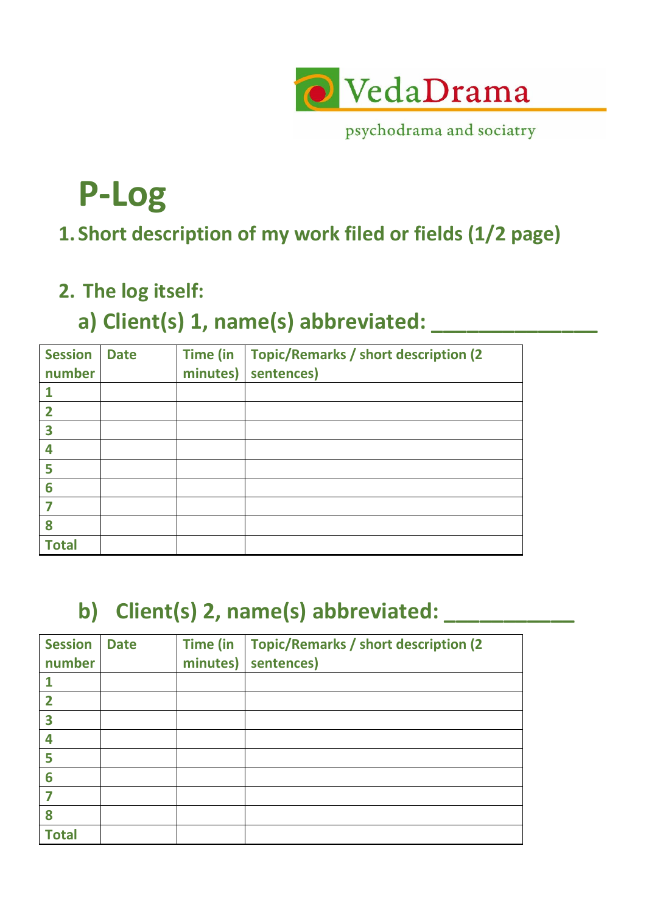VedaDrama

psychodrama and sociatry

# P-Log

## 1. Short description of my work filed or fields (1/2 page)

## 2. The log itself:

### a) Client(s) 1, name(s) abbreviated: ______________

| Session number | Date | Time (in minutes) | Topic/Remarks / short description (2 sentences) |
|---|---|---|---|
| 1 | | | |
| 2 | | | |
| 3 | | | |
| 4 | | | |
| 5 | | | |
| 6 | | | |
| 7 | | | |
| 8 | | | |
| Total | | | |

### b) Client(s) 2, name(s) abbreviated: __________

| Session number | Date | Time (in minutes) | Topic/Remarks / short description (2 sentences) |
|---|---|---|---|
| 1 | | | |
| 2 | | | |
| 3 | | | |
| 4 | | | |
| 5 | | | |
| 6 | | | |
| 7 | | | |
| 8 | | | |
| Total | | | |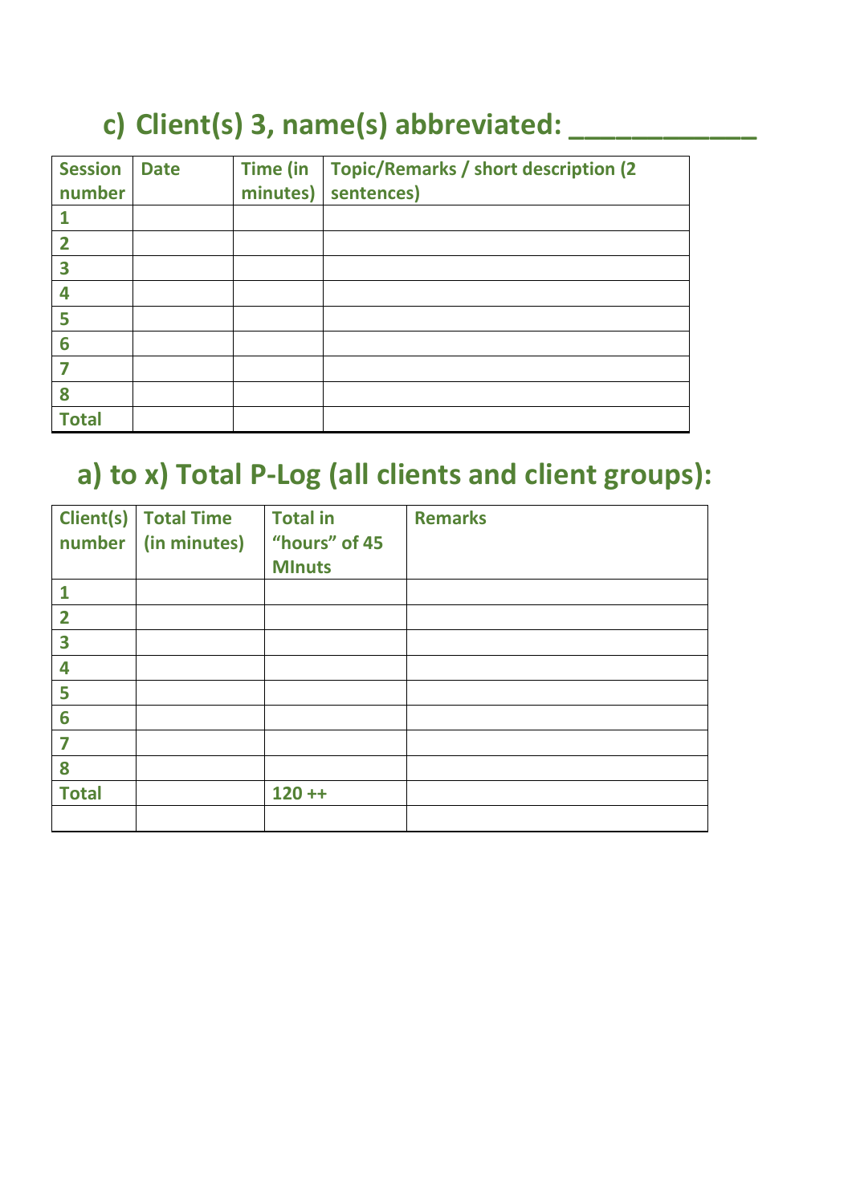## c) Client(s) 3, name(s) abbreviated: ___________

| Session number | Date | Time (in minutes) | Topic/Remarks / short description (2 sentences) |
|---|---|---|---|
| 1 | | | |
| 2 | | | |
| 3 | | | |
| 4 | | | |
| 5 | | | |
| 6 | | | |
| 7 | | | |
| 8 | | | |
| Total | | | |

## a) to x) Total P-Log (all clients and client groups):

| Client(s) number | Total Time (in minutes) | Total in "hours" of 45 MInuts | Remarks |
|---|---|---|---|
| 1 | | | |
| 2 | | | |
| 3 | | | |
| 4 | | | |
| 5 | | | |
| 6 | | | |
| 7 | | | |
| 8 | | | |
| Total | | 120 ++ | |
| | | | |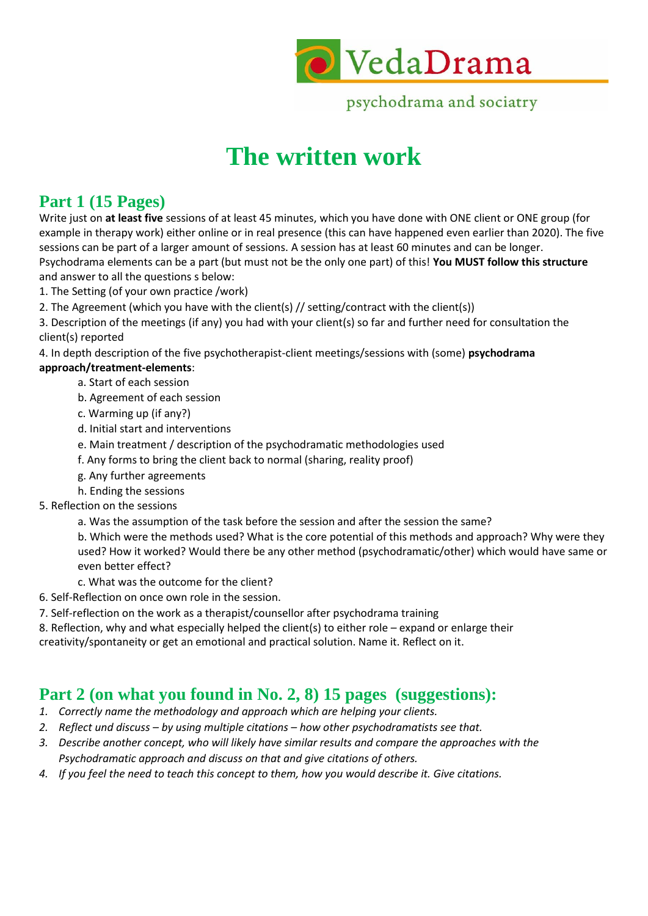VedaDrama

psychodrama and sociatry

# The written work

## Part 1 (15 Pages)

Write just on **at least five** sessions of at least 45 minutes, which you have done with ONE client or ONE group (for example in therapy work) either online or in real presence (this can have happened even earlier than 2020). The five sessions can be part of a larger amount of sessions. A session has at least 60 minutes and can be longer. Psychodrama elements can be a part (but must not be the only one part) of this! **You MUST follow this structure** and answer to all the questions s below:

1. The Setting (of your own practice /work)
2. The Agreement (which you have with the client(s) // setting/contract with the client(s))
3. Description of the meetings (if any) you had with your client(s) so far and further need for consultation the client(s) reported
4. In depth description of the five psychotherapist-client meetings/sessions with (some) **psychodrama approach/treatment-elements**:
   a. Start of each session
   b. Agreement of each session
   c. Warming up (if any?)
   d. Initial start and interventions
   e. Main treatment / description of the psychodramatic methodologies used
   f. Any forms to bring the client back to normal (sharing, reality proof)
   g. Any further agreements
   h. Ending the sessions
5. Reflection on the sessions
   a. Was the assumption of the task before the session and after the session the same?
   b. Which were the methods used? What is the core potential of this methods and approach? Why were they used? How it worked? Would there be any other method (psychodramatic/other) which would have same or even better effect?
   c. What was the outcome for the client?
6. Self-Reflection on once own role in the session.
7. Self-reflection on the work as a therapist/counsellor after psychodrama training
8. Reflection, why and what especially helped the client(s) to either role – expand or enlarge their creativity/spontaneity or get an emotional and practical solution. Name it. Reflect on it.

## Part 2 (on what you found in No. 2, 8) 15 pages (suggestions):

1. *Correctly name the methodology and approach which are helping your clients.*
2. *Reflect und discuss – by using multiple citations – how other psychodramatists see that.*
3. *Describe another concept, who will likely have similar results and compare the approaches with the Psychodramatic approach and discuss on that and give citations of others.*
4. *If you feel the need to teach this concept to them, how you would describe it. Give citations.*